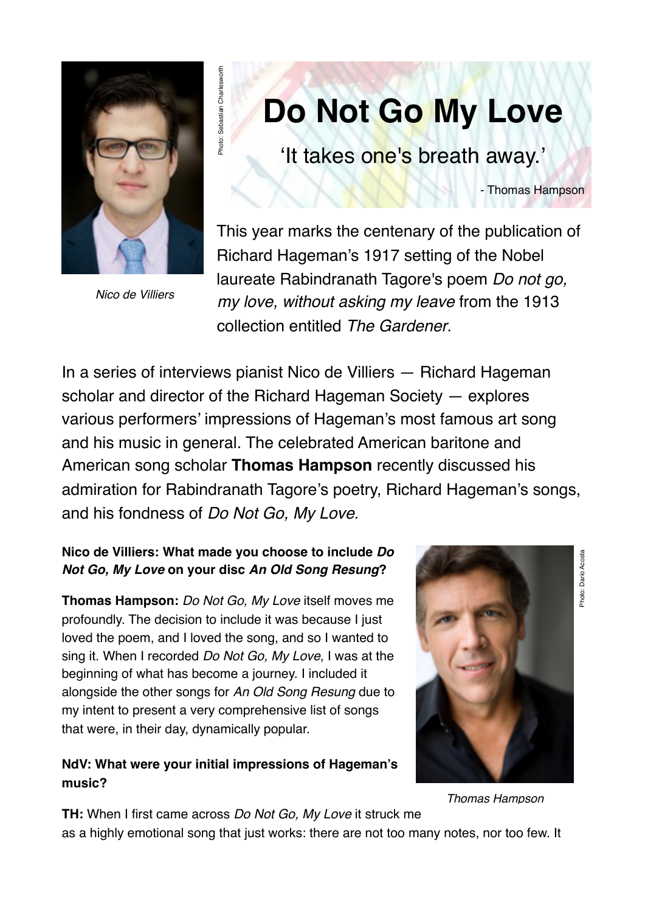Photo: Sebastian Charlesworth

*Nico de Villiers*

# Do Not Go My Love

'It takes one's breath away.'

\- Thomas Hampson

This year marks the centenary of the publication of Richard Hageman's 1917 setting of the Nobel laureate Rabindranath Tagore's poem *Do not go, my love, without asking my leave* from the 1913 collection entitled *The Gardener*.

In a series of interviews pianist Nico de Villiers — Richard Hageman scholar and director of the Richard Hageman Society — explores various performers' impressions of Hageman's most famous art song and his music in general. The celebrated American baritone and American song scholar **Thomas Hampson** recently discussed his admiration for Rabindranath Tagore's poetry, Richard Hageman's songs, and his fondness of *Do Not Go, My Love*.

**Nico de Villiers: What made you choose to include *Do Not Go, My Love* on your disc *An Old Song Resung*?**

**Thomas Hampson:** *Do Not Go, My Love* itself moves me profoundly. The decision to include it was because I just loved the poem, and I loved the song, and so I wanted to sing it. When I recorded *Do Not Go, My Love*, I was at the beginning of what has become a journey. I included it alongside the other songs for *An Old Song Resung* due to my intent to present a very comprehensive list of songs that were, in their day, dynamically popular.

Photo: Dario Acosta

*Thomas Hampson*

**NdV: What were your initial impressions of Hageman's music?**

**TH:** When I first came across *Do Not Go, My Love* it struck me as a highly emotional song that just works: there are not too many notes, nor too few. It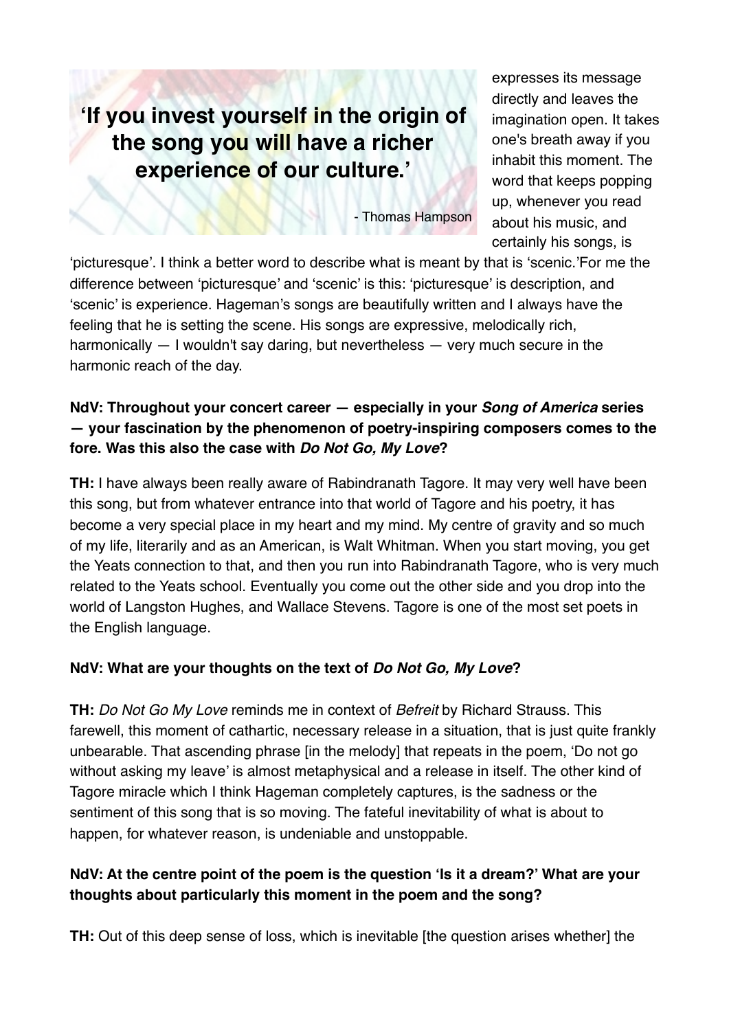> **'If you invest yourself in the origin of the song you will have a richer experience of our culture.'**
>
> \- Thomas Hampson

expresses its message directly and leaves the imagination open. It takes one's breath away if you inhabit this moment. The word that keeps popping up, whenever you read about his music, and certainly his songs, is 'picturesque'. I think a better word to describe what is meant by that is 'scenic.'For me the difference between 'picturesque' and 'scenic' is this: 'picturesque' is description, and 'scenic' is experience. Hageman's songs are beautifully written and I always have the feeling that he is setting the scene. His songs are expressive, melodically rich, harmonically — I wouldn't say daring, but nevertheless — very much secure in the harmonic reach of the day.

**NdV: Throughout your concert career — especially in your *Song of America* series — your fascination by the phenomenon of poetry-inspiring composers comes to the fore. Was this also the case with *Do Not Go, My Love*?**

**TH:** I have always been really aware of Rabindranath Tagore. It may very well have been this song, but from whatever entrance into that world of Tagore and his poetry, it has become a very special place in my heart and my mind. My centre of gravity and so much of my life, literarily and as an American, is Walt Whitman. When you start moving, you get the Yeats connection to that, and then you run into Rabindranath Tagore, who is very much related to the Yeats school. Eventually you come out the other side and you drop into the world of Langston Hughes, and Wallace Stevens. Tagore is one of the most set poets in the English language.

**NdV: What are your thoughts on the text of *Do Not Go, My Love*?**

**TH:** *Do Not Go My Love* reminds me in context of *Befreit* by Richard Strauss. This farewell, this moment of cathartic, necessary release in a situation, that is just quite frankly unbearable. That ascending phrase [in the melody] that repeats in the poem, 'Do not go without asking my leave' is almost metaphysical and a release in itself. The other kind of Tagore miracle which I think Hageman completely captures, is the sadness or the sentiment of this song that is so moving. The fateful inevitability of what is about to happen, for whatever reason, is undeniable and unstoppable.

**NdV: At the centre point of the poem is the question 'Is it a dream?' What are your thoughts about particularly this moment in the poem and the song?**

**TH:** Out of this deep sense of loss, which is inevitable [the question arises whether] the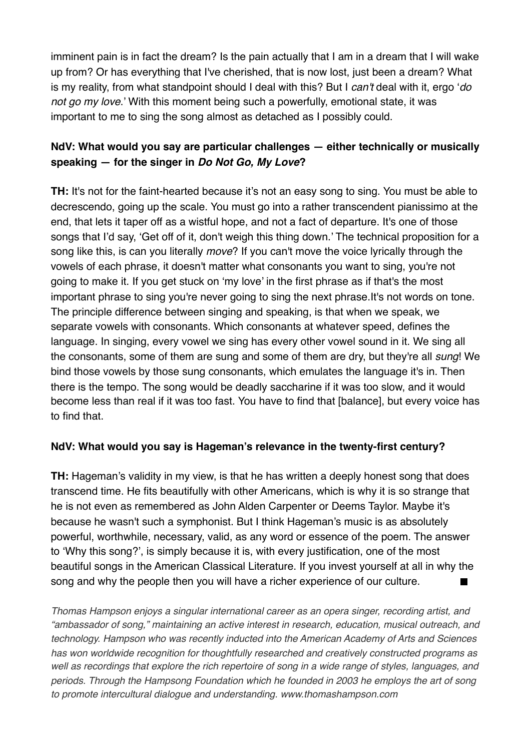imminent pain is in fact the dream? Is the pain actually that I am in a dream that I will wake up from? Or has everything that I've cherished, that is now lost, just been a dream? What is my reality, from what standpoint should I deal with this? But I *can't* deal with it, ergo '*do not go my love*.' With this moment being such a powerfully, emotional state, it was important to me to sing the song almost as detached as I possibly could.

**NdV: What would you say are particular challenges — either technically or musically speaking — for the singer in *Do Not Go, My Love*?**

**TH:** It's not for the faint-hearted because it's not an easy song to sing. You must be able to decrescendo, going up the scale. You must go into a rather transcendent pianissimo at the end, that lets it taper off as a wistful hope, and not a fact of departure. It's one of those songs that I'd say, 'Get off of it, don't weigh this thing down.' The technical proposition for a song like this, is can you literally *move*? If you can't move the voice lyrically through the vowels of each phrase, it doesn't matter what consonants you want to sing, you're not going to make it. If you get stuck on 'my love' in the first phrase as if that's the most important phrase to sing you're never going to sing the next phrase.It's not words on tone. The principle difference between singing and speaking, is that when we speak, we separate vowels with consonants. Which consonants at whatever speed, defines the language. In singing, every vowel we sing has every other vowel sound in it. We sing all the consonants, some of them are sung and some of them are dry, but they're all *sung*! We bind those vowels by those sung consonants, which emulates the language it's in. Then there is the tempo. The song would be deadly saccharine if it was too slow, and it would become less than real if it was too fast. You have to find that [balance], but every voice has to find that.

**NdV: What would you say is Hageman's relevance in the twenty-first century?**

**TH:** Hageman's validity in my view, is that he has written a deeply honest song that does transcend time. He fits beautifully with other Americans, which is why it is so strange that he is not even as remembered as John Alden Carpenter or Deems Taylor. Maybe it's because he wasn't such a symphonist. But I think Hageman's music is as absolutely powerful, worthwhile, necessary, valid, as any word or essence of the poem. The answer to 'Why this song?', is simply because it is, with every justification, one of the most beautiful songs in the American Classical Literature. If you invest yourself at all in why the song and why the people then you will have a richer experience of our culture. ■

*Thomas Hampson enjoys a singular international career as an opera singer, recording artist, and "ambassador of song," maintaining an active interest in research, education, musical outreach, and technology. Hampson who was recently inducted into the American Academy of Arts and Sciences has won worldwide recognition for thoughtfully researched and creatively constructed programs as well as recordings that explore the rich repertoire of song in a wide range of styles, languages, and periods. Through the Hampsong Foundation which he founded in 2003 he employs the art of song to promote intercultural dialogue and understanding. www.thomashampson.com*